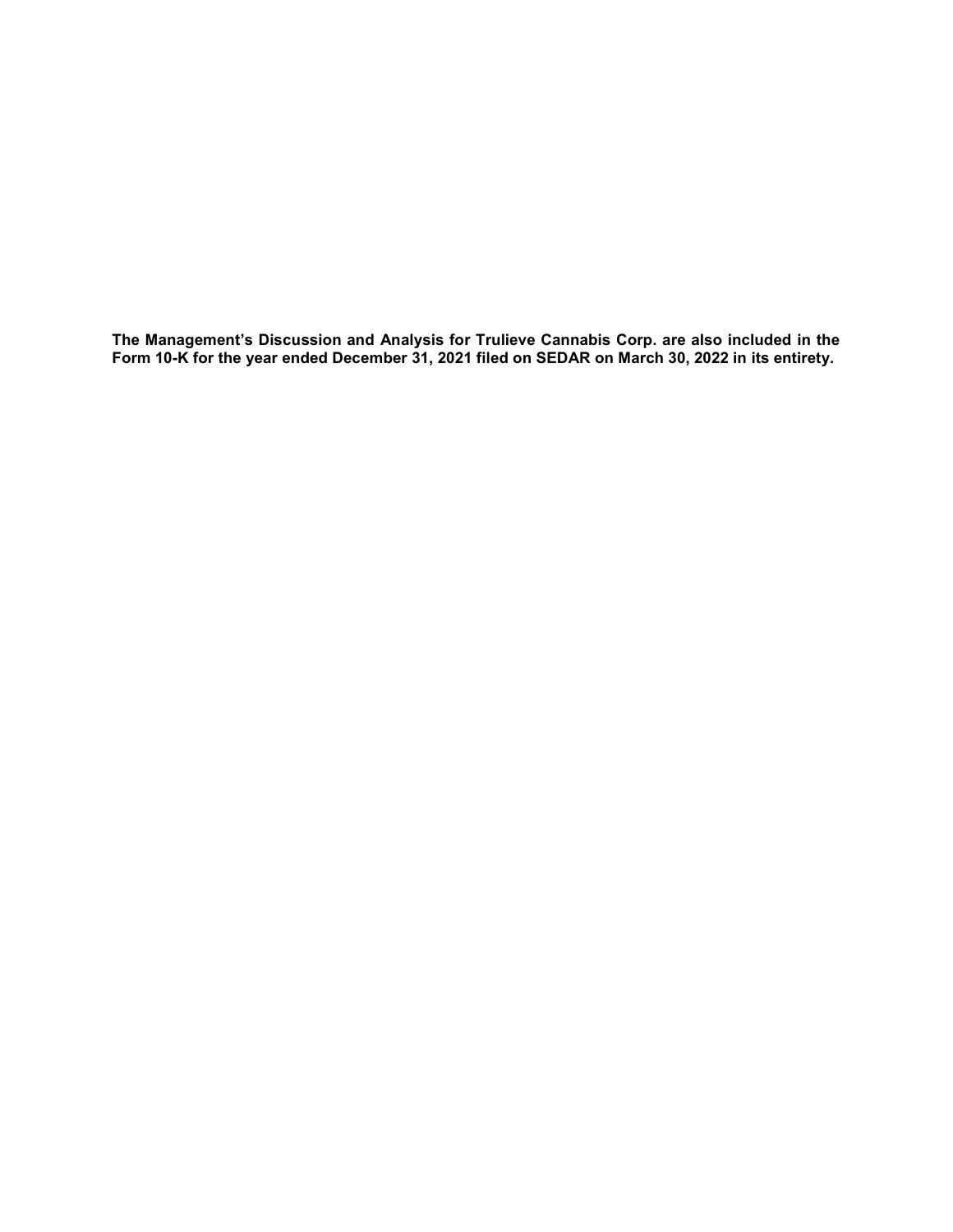**The Management's Discussion and Analysis for Trulieve Cannabis Corp. are also included in the Form 10-K for the year ended December 31, 2021 filed on SEDAR on March 30, 2022 in its entirety.**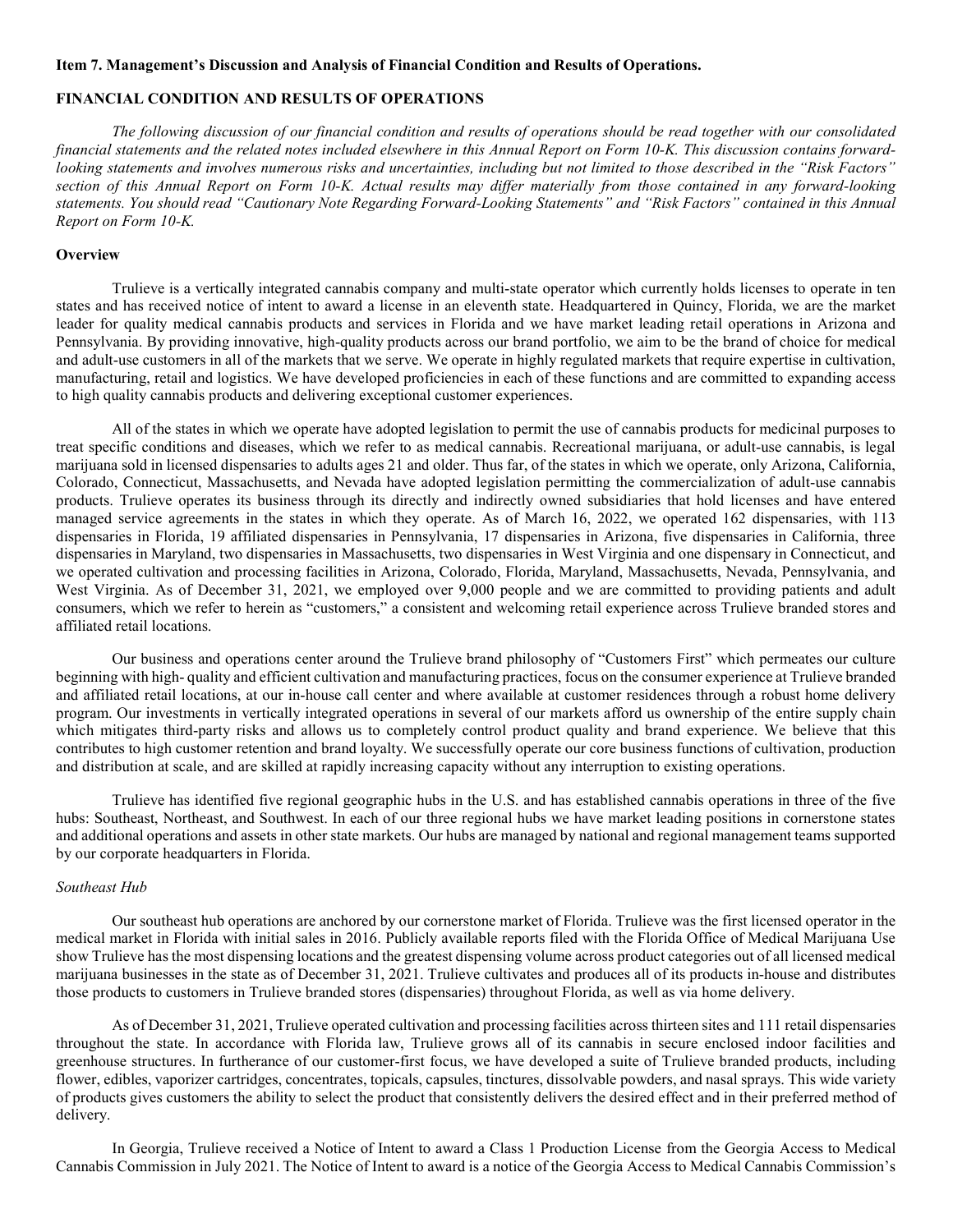## Item 7. Management's Discussion and Analysis of Financial Condition and Results of Operations.

## FINANCIAL CONDITION AND RESULTS OF OPERATIONS

*The following discussion of our financial condition and results of operations should be read together with our consolidated financial statements and the related notes included elsewhere in this Annual Report on Form 10-K. This discussion contains forward-looking statements and involves numerous risks and uncertainties, including but not limited to those described in the "Risk Factors" section of this Annual Report on Form 10-K. Actual results may differ materially from those contained in any forward-looking statements. You should read "Cautionary Note Regarding Forward-Looking Statements" and "Risk Factors" contained in this Annual Report on Form 10-K.*

### Overview

Trulieve is a vertically integrated cannabis company and multi-state operator which currently holds licenses to operate in ten states and has received notice of intent to award a license in an eleventh state. Headquartered in Quincy, Florida, we are the market leader for quality medical cannabis products and services in Florida and we have market leading retail operations in Arizona and Pennsylvania. By providing innovative, high-quality products across our brand portfolio, we aim to be the brand of choice for medical and adult-use customers in all of the markets that we serve. We operate in highly regulated markets that require expertise in cultivation, manufacturing, retail and logistics. We have developed proficiencies in each of these functions and are committed to expanding access to high quality cannabis products and delivering exceptional customer experiences.

All of the states in which we operate have adopted legislation to permit the use of cannabis products for medicinal purposes to treat specific conditions and diseases, which we refer to as medical cannabis. Recreational marijuana, or adult-use cannabis, is legal marijuana sold in licensed dispensaries to adults ages 21 and older. Thus far, of the states in which we operate, only Arizona, California, Colorado, Connecticut, Massachusetts, and Nevada have adopted legislation permitting the commercialization of adult-use cannabis products. Trulieve operates its business through its directly and indirectly owned subsidiaries that hold licenses and have entered managed service agreements in the states in which they operate. As of March 16, 2022, we operated 162 dispensaries, with 113 dispensaries in Florida, 19 affiliated dispensaries in Pennsylvania, 17 dispensaries in Arizona, five dispensaries in California, three dispensaries in Maryland, two dispensaries in Massachusetts, two dispensaries in West Virginia and one dispensary in Connecticut, and we operated cultivation and processing facilities in Arizona, Colorado, Florida, Maryland, Massachusetts, Nevada, Pennsylvania, and West Virginia. As of December 31, 2021, we employed over 9,000 people and we are committed to providing patients and adult consumers, which we refer to herein as "customers," a consistent and welcoming retail experience across Trulieve branded stores and affiliated retail locations.

Our business and operations center around the Trulieve brand philosophy of "Customers First" which permeates our culture beginning with high- quality and efficient cultivation and manufacturing practices, focus on the consumer experience at Trulieve branded and affiliated retail locations, at our in-house call center and where available at customer residences through a robust home delivery program. Our investments in vertically integrated operations in several of our markets afford us ownership of the entire supply chain which mitigates third-party risks and allows us to completely control product quality and brand experience. We believe that this contributes to high customer retention and brand loyalty. We successfully operate our core business functions of cultivation, production and distribution at scale, and are skilled at rapidly increasing capacity without any interruption to existing operations.

Trulieve has identified five regional geographic hubs in the U.S. and has established cannabis operations in three of the five hubs: Southeast, Northeast, and Southwest. In each of our three regional hubs we have market leading positions in cornerstone states and additional operations and assets in other state markets. Our hubs are managed by national and regional management teams supported by our corporate headquarters in Florida.

#### *Southeast Hub*

Our southeast hub operations are anchored by our cornerstone market of Florida. Trulieve was the first licensed operator in the medical market in Florida with initial sales in 2016. Publicly available reports filed with the Florida Office of Medical Marijuana Use show Trulieve has the most dispensing locations and the greatest dispensing volume across product categories out of all licensed medical marijuana businesses in the state as of December 31, 2021. Trulieve cultivates and produces all of its products in-house and distributes those products to customers in Trulieve branded stores (dispensaries) throughout Florida, as well as via home delivery.

As of December 31, 2021, Trulieve operated cultivation and processing facilities across thirteen sites and 111 retail dispensaries throughout the state. In accordance with Florida law, Trulieve grows all of its cannabis in secure enclosed indoor facilities and greenhouse structures. In furtherance of our customer-first focus, we have developed a suite of Trulieve branded products, including flower, edibles, vaporizer cartridges, concentrates, topicals, capsules, tinctures, dissolvable powders, and nasal sprays. This wide variety of products gives customers the ability to select the product that consistently delivers the desired effect and in their preferred method of delivery.

In Georgia, Trulieve received a Notice of Intent to award a Class 1 Production License from the Georgia Access to Medical Cannabis Commission in July 2021. The Notice of Intent to award is a notice of the Georgia Access to Medical Cannabis Commission's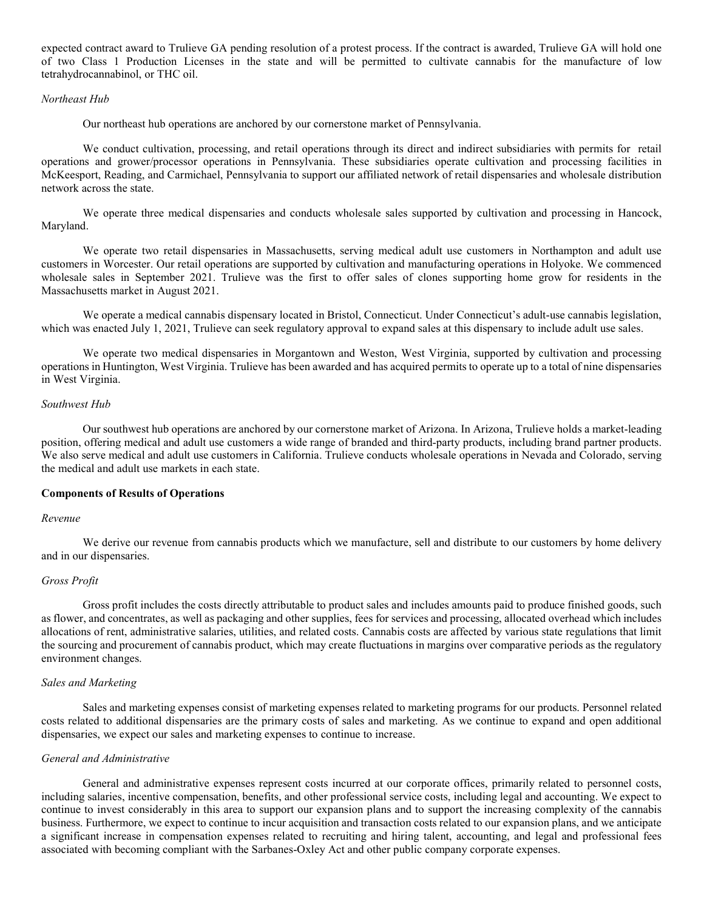expected contract award to Trulieve GA pending resolution of a protest process. If the contract is awarded, Trulieve GA will hold one of two Class 1 Production Licenses in the state and will be permitted to cultivate cannabis for the manufacture of low tetrahydrocannabinol, or THC oil.

*Northeast Hub*

Our northeast hub operations are anchored by our cornerstone market of Pennsylvania.

We conduct cultivation, processing, and retail operations through its direct and indirect subsidiaries with permits for retail operations and grower/processor operations in Pennsylvania. These subsidiaries operate cultivation and processing facilities in McKeesport, Reading, and Carmichael, Pennsylvania to support our affiliated network of retail dispensaries and wholesale distribution network across the state.

We operate three medical dispensaries and conducts wholesale sales supported by cultivation and processing in Hancock, Maryland.

We operate two retail dispensaries in Massachusetts, serving medical adult use customers in Northampton and adult use customers in Worcester. Our retail operations are supported by cultivation and manufacturing operations in Holyoke. We commenced wholesale sales in September 2021. Trulieve was the first to offer sales of clones supporting home grow for residents in the Massachusetts market in August 2021.

We operate a medical cannabis dispensary located in Bristol, Connecticut. Under Connecticut's adult-use cannabis legislation, which was enacted July 1, 2021, Trulieve can seek regulatory approval to expand sales at this dispensary to include adult use sales.

We operate two medical dispensaries in Morgantown and Weston, West Virginia, supported by cultivation and processing operations in Huntington, West Virginia. Trulieve has been awarded and has acquired permits to operate up to a total of nine dispensaries in West Virginia.

*Southwest Hub*

Our southwest hub operations are anchored by our cornerstone market of Arizona. In Arizona, Trulieve holds a market-leading position, offering medical and adult use customers a wide range of branded and third-party products, including brand partner products. We also serve medical and adult use customers in California. Trulieve conducts wholesale operations in Nevada and Colorado, serving the medical and adult use markets in each state.

**Components of Results of Operations**

*Revenue*

We derive our revenue from cannabis products which we manufacture, sell and distribute to our customers by home delivery and in our dispensaries.

*Gross Profit*

Gross profit includes the costs directly attributable to product sales and includes amounts paid to produce finished goods, such as flower, and concentrates, as well as packaging and other supplies, fees for services and processing, allocated overhead which includes allocations of rent, administrative salaries, utilities, and related costs. Cannabis costs are affected by various state regulations that limit the sourcing and procurement of cannabis product, which may create fluctuations in margins over comparative periods as the regulatory environment changes.

*Sales and Marketing*

Sales and marketing expenses consist of marketing expenses related to marketing programs for our products. Personnel related costs related to additional dispensaries are the primary costs of sales and marketing. As we continue to expand and open additional dispensaries, we expect our sales and marketing expenses to continue to increase.

*General and Administrative*

General and administrative expenses represent costs incurred at our corporate offices, primarily related to personnel costs, including salaries, incentive compensation, benefits, and other professional service costs, including legal and accounting. We expect to continue to invest considerably in this area to support our expansion plans and to support the increasing complexity of the cannabis business. Furthermore, we expect to continue to incur acquisition and transaction costs related to our expansion plans, and we anticipate a significant increase in compensation expenses related to recruiting and hiring talent, accounting, and legal and professional fees associated with becoming compliant with the Sarbanes-Oxley Act and other public company corporate expenses.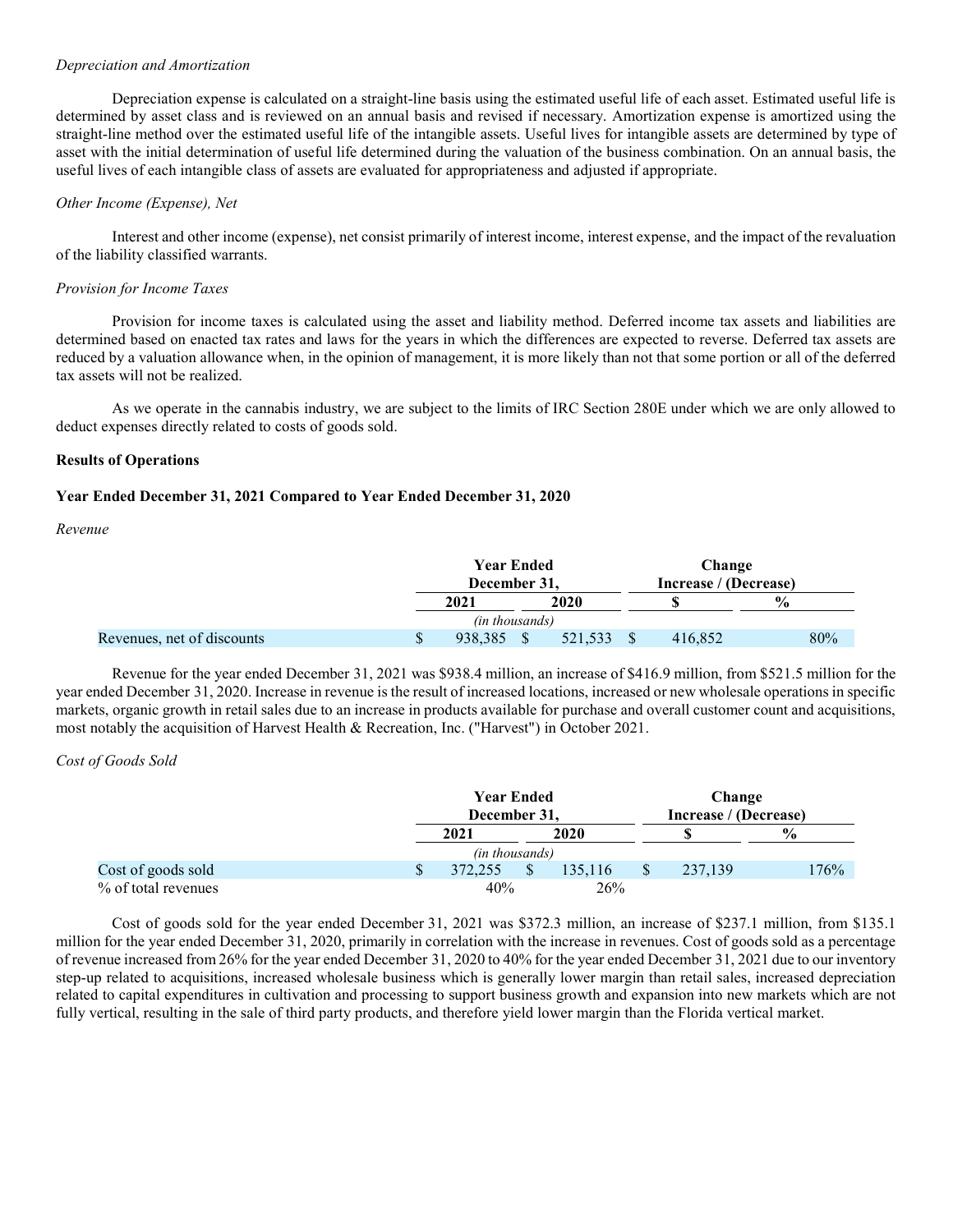*Depreciation and Amortization*

Depreciation expense is calculated on a straight-line basis using the estimated useful life of each asset. Estimated useful life is determined by asset class and is reviewed on an annual basis and revised if necessary. Amortization expense is amortized using the straight-line method over the estimated useful life of the intangible assets. Useful lives for intangible assets are determined by type of asset with the initial determination of useful life determined during the valuation of the business combination. On an annual basis, the useful lives of each intangible class of assets are evaluated for appropriateness and adjusted if appropriate.

*Other Income (Expense), Net*

Interest and other income (expense), net consist primarily of interest income, interest expense, and the impact of the revaluation of the liability classified warrants.

*Provision for Income Taxes*

Provision for income taxes is calculated using the asset and liability method. Deferred income tax assets and liabilities are determined based on enacted tax rates and laws for the years in which the differences are expected to reverse. Deferred tax assets are reduced by a valuation allowance when, in the opinion of management, it is more likely than not that some portion or all of the deferred tax assets will not be realized.

As we operate in the cannabis industry, we are subject to the limits of IRC Section 280E under which we are only allowed to deduct expenses directly related to costs of goods sold.

**Results of Operations**

**Year Ended December 31, 2021 Compared to Year Ended December 31, 2020**

*Revenue*

| | Year Ended December 31, | | Change Increase / (Decrease) | |
|---|---|---|---|---|
| | 2021 | 2020 | $ | % |
| | *(in thousands)* | | | |
| Revenues, net of discounts | $ 938,385 | $ 521,533 | $ 416,852 | 80% |

Revenue for the year ended December 31, 2021 was $938.4 million, an increase of $416.9 million, from $521.5 million for the year ended December 31, 2020. Increase in revenue is the result of increased locations, increased or new wholesale operations in specific markets, organic growth in retail sales due to an increase in products available for purchase and overall customer count and acquisitions, most notably the acquisition of Harvest Health & Recreation, Inc. ("Harvest") in October 2021.

*Cost of Goods Sold*

| | Year Ended December 31, | | Change Increase / (Decrease) | |
|---|---|---|---|---|
| | 2021 | 2020 | $ | % |
| | *(in thousands)* | | | |
| Cost of goods sold | $ 372,255 | $ 135,116 | $ 237,139 | 176% |
| % of total revenues | 40% | 26% | | |

Cost of goods sold for the year ended December 31, 2021 was $372.3 million, an increase of $237.1 million, from $135.1 million for the year ended December 31, 2020, primarily in correlation with the increase in revenues. Cost of goods sold as a percentage of revenue increased from 26% for the year ended December 31, 2020 to 40% for the year ended December 31, 2021 due to our inventory step-up related to acquisitions, increased wholesale business which is generally lower margin than retail sales, increased depreciation related to capital expenditures in cultivation and processing to support business growth and expansion into new markets which are not fully vertical, resulting in the sale of third party products, and therefore yield lower margin than the Florida vertical market.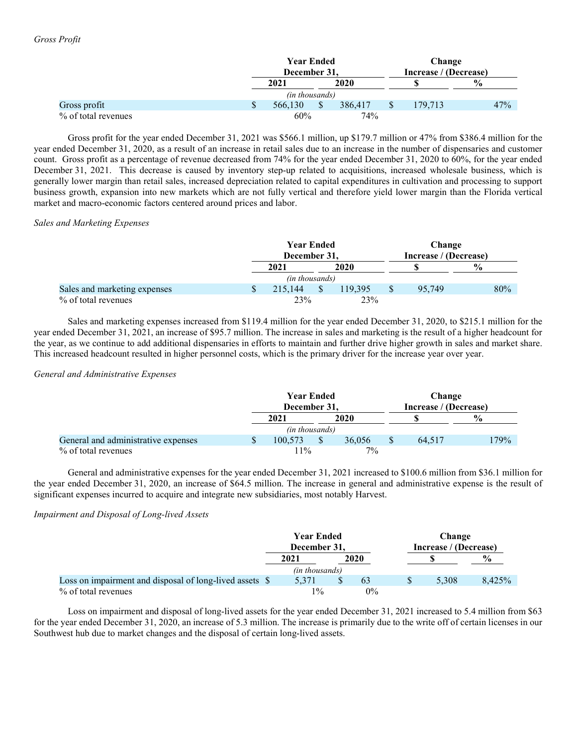*Gross Profit*

| | Year Ended December 31, | | Change Increase / (Decrease) | |
|---|---|---|---|---|
| | 2021 | 2020 | $ | % |
| | *(in thousands)* | | | |
| Gross profit | $ 566,130 | $ 386,417 | $ 179,713 | 47% |
| % of total revenues | 60% | 74% | | |

Gross profit for the year ended December 31, 2021 was $566.1 million, up $179.7 million or 47% from $386.4 million for the year ended December 31, 2020, as a result of an increase in retail sales due to an increase in the number of dispensaries and customer count. Gross profit as a percentage of revenue decreased from 74% for the year ended December 31, 2020 to 60%, for the year ended December 31, 2021. This decrease is caused by inventory step-up related to acquisitions, increased wholesale business, which is generally lower margin than retail sales, increased depreciation related to capital expenditures in cultivation and processing to support business growth, expansion into new markets which are not fully vertical and therefore yield lower margin than the Florida vertical market and macro-economic factors centered around prices and labor.

*Sales and Marketing Expenses*

| | Year Ended December 31, | | Change Increase / (Decrease) | |
|---|---|---|---|---|
| | 2021 | 2020 | $ | % |
| | *(in thousands)* | | | |
| Sales and marketing expenses | $ 215,144 | $ 119,395 | $ 95,749 | 80% |
| % of total revenues | 23% | 23% | | |

Sales and marketing expenses increased from $119.4 million for the year ended December 31, 2020, to $215.1 million for the year ended December 31, 2021, an increase of $95.7 million. The increase in sales and marketing is the result of a higher headcount for the year, as we continue to add additional dispensaries in efforts to maintain and further drive higher growth in sales and market share. This increased headcount resulted in higher personnel costs, which is the primary driver for the increase year over year.

*General and Administrative Expenses*

| | Year Ended December 31, | | Change Increase / (Decrease) | |
|---|---|---|---|---|
| | 2021 | 2020 | $ | % |
| | *(in thousands)* | | | |
| General and administrative expenses | $ 100,573 | $ 36,056 | $ 64,517 | 179% |
| % of total revenues | 11% | 7% | | |

General and administrative expenses for the year ended December 31, 2021 increased to $100.6 million from $36.1 million for the year ended December 31, 2020, an increase of $64.5 million. The increase in general and administrative expense is the result of significant expenses incurred to acquire and integrate new subsidiaries, most notably Harvest.

*Impairment and Disposal of Long-lived Assets*

| | Year Ended December 31, | | Change Increase / (Decrease) | |
|---|---|---|---|---|
| | 2021 | 2020 | $ | % |
| | *(in thousands)* | | | |
| Loss on impairment and disposal of long-lived assets | $ 5,371 | $ 63 | $ 5,308 | 8,425% |
| % of total revenues | 1% | 0% | | |

Loss on impairment and disposal of long-lived assets for the year ended December 31, 2021 increased to 5.4 million from $63 for the year ended December 31, 2020, an increase of 5.3 million. The increase is primarily due to the write off of certain licenses in our Southwest hub due to market changes and the disposal of certain long-lived assets.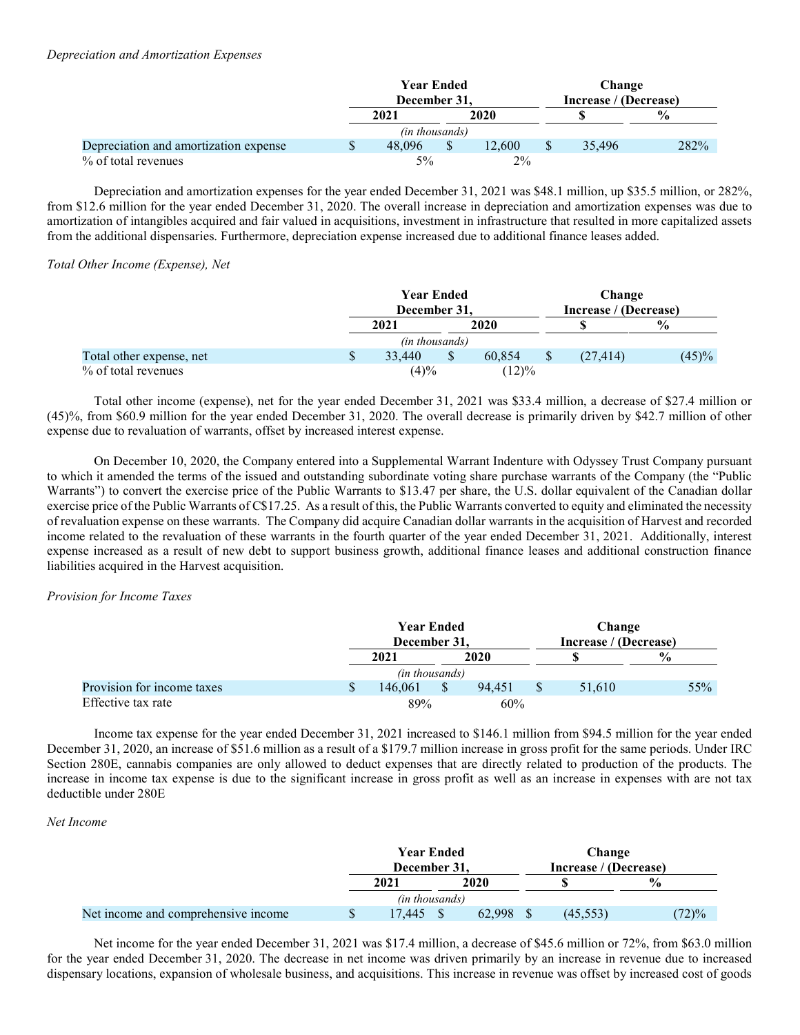*Depreciation and Amortization Expenses*

| | Year Ended December 31, | | Change Increase / (Decrease) | |
|---|---|---|---|---|
| | 2021 | 2020 | $ | % |
| | *(in thousands)* | | | |
| Depreciation and amortization expense | $ 48,096 | $ 12,600 | $ 35,496 | 282% |
| % of total revenues | 5% | 2% | | |

Depreciation and amortization expenses for the year ended December 31, 2021 was $48.1 million, up $35.5 million, or 282%, from $12.6 million for the year ended December 31, 2020. The overall increase in depreciation and amortization expenses was due to amortization of intangibles acquired and fair valued in acquisitions, investment in infrastructure that resulted in more capitalized assets from the additional dispensaries. Furthermore, depreciation expense increased due to additional finance leases added.

*Total Other Income (Expense), Net*

| | Year Ended December 31, | | Change Increase / (Decrease) | |
|---|---|---|---|---|
| | 2021 | 2020 | $ | % |
| | *(in thousands)* | | | |
| Total other expense, net | $ 33,440 | $ 60,854 | $ (27,414) | (45)% |
| % of total revenues | (4)% | (12)% | | |

Total other income (expense), net for the year ended December 31, 2021 was $33.4 million, a decrease of $27.4 million or (45)%, from $60.9 million for the year ended December 31, 2020. The overall decrease is primarily driven by $42.7 million of other expense due to revaluation of warrants, offset by increased interest expense.

On December 10, 2020, the Company entered into a Supplemental Warrant Indenture with Odyssey Trust Company pursuant to which it amended the terms of the issued and outstanding subordinate voting share purchase warrants of the Company (the "Public Warrants") to convert the exercise price of the Public Warrants to $13.47 per share, the U.S. dollar equivalent of the Canadian dollar exercise price of the Public Warrants of C$17.25. As a result of this, the Public Warrants converted to equity and eliminated the necessity of revaluation expense on these warrants. The Company did acquire Canadian dollar warrants in the acquisition of Harvest and recorded income related to the revaluation of these warrants in the fourth quarter of the year ended December 31, 2021. Additionally, interest expense increased as a result of new debt to support business growth, additional finance leases and additional construction finance liabilities acquired in the Harvest acquisition.

*Provision for Income Taxes*

| | Year Ended December 31, | | Change Increase / (Decrease) | |
|---|---|---|---|---|
| | 2021 | 2020 | $ | % |
| | *(in thousands)* | | | |
| Provision for income taxes | $ 146,061 | $ 94,451 | $ 51,610 | 55% |
| Effective tax rate | 89% | 60% | | |

Income tax expense for the year ended December 31, 2021 increased to $146.1 million from $94.5 million for the year ended December 31, 2020, an increase of $51.6 million as a result of a $179.7 million increase in gross profit for the same periods. Under IRC Section 280E, cannabis companies are only allowed to deduct expenses that are directly related to production of the products. The increase in income tax expense is due to the significant increase in gross profit as well as an increase in expenses with are not tax deductible under 280E

*Net Income*

| | Year Ended December 31, | | Change Increase / (Decrease) | |
|---|---|---|---|---|
| | 2021 | 2020 | $ | % |
| | *(in thousands)* | | | |
| Net income and comprehensive income | $ 17,445 | $ 62,998 | $ (45,553) | (72)% |

Net income for the year ended December 31, 2021 was $17.4 million, a decrease of $45.6 million or 72%, from $63.0 million for the year ended December 31, 2020. The decrease in net income was driven primarily by an increase in revenue due to increased dispensary locations, expansion of wholesale business, and acquisitions. This increase in revenue was offset by increased cost of goods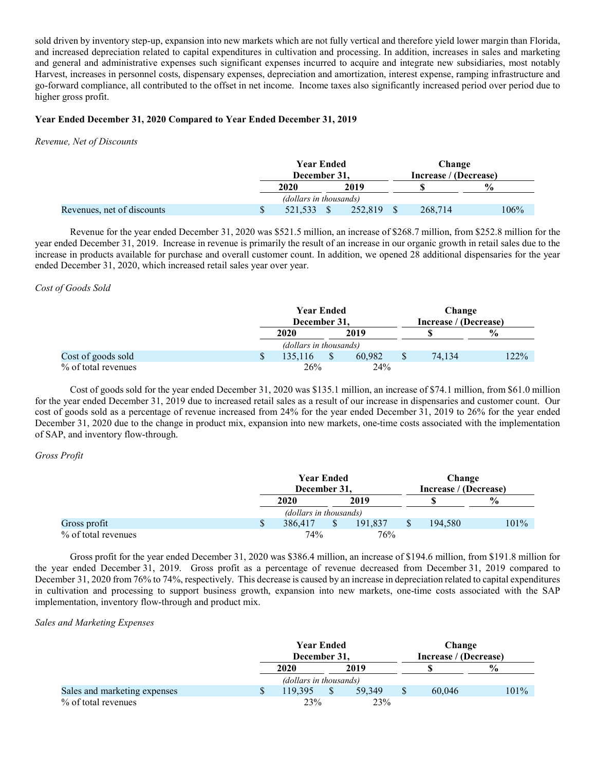sold driven by inventory step-up, expansion into new markets which are not fully vertical and therefore yield lower margin than Florida, and increased depreciation related to capital expenditures in cultivation and processing. In addition, increases in sales and marketing and general and administrative expenses such significant expenses incurred to acquire and integrate new subsidiaries, most notably Harvest, increases in personnel costs, dispensary expenses, depreciation and amortization, interest expense, ramping infrastructure and go-forward compliance, all contributed to the offset in net income. Income taxes also significantly increased period over period due to higher gross profit.

**Year Ended December 31, 2020 Compared to Year Ended December 31, 2019**

*Revenue, Net of Discounts*

| | Year Ended December 31, | | Change Increase / (Decrease) | |
|---|---|---|---|---|
| | 2020 | 2019 | $ | % |
| | *(dollars in thousands)* | | | |
| Revenues, net of discounts | $ 521,533 | $ 252,819 | $ 268,714 | 106% |

Revenue for the year ended December 31, 2020 was $521.5 million, an increase of $268.7 million, from $252.8 million for the year ended December 31, 2019. Increase in revenue is primarily the result of an increase in our organic growth in retail sales due to the increase in products available for purchase and overall customer count. In addition, we opened 28 additional dispensaries for the year ended December 31, 2020, which increased retail sales year over year.

*Cost of Goods Sold*

| | Year Ended December 31, | | Change Increase / (Decrease) | |
|---|---|---|---|---|
| | 2020 | 2019 | $ | % |
| | *(dollars in thousands)* | | | |
| Cost of goods sold | $ 135,116 | $ 60,982 | $ 74,134 | 122% |
| % of total revenues | 26% | 24% | | |

Cost of goods sold for the year ended December 31, 2020 was $135.1 million, an increase of $74.1 million, from $61.0 million for the year ended December 31, 2019 due to increased retail sales as a result of our increase in dispensaries and customer count. Our cost of goods sold as a percentage of revenue increased from 24% for the year ended December 31, 2019 to 26% for the year ended December 31, 2020 due to the change in product mix, expansion into new markets, one-time costs associated with the implementation of SAP, and inventory flow-through.

*Gross Profit*

| | Year Ended December 31, | | Change Increase / (Decrease) | |
|---|---|---|---|---|
| | 2020 | 2019 | $ | % |
| | *(dollars in thousands)* | | | |
| Gross profit | $ 386,417 | $ 191,837 | $ 194,580 | 101% |
| % of total revenues | 74% | 76% | | |

Gross profit for the year ended December 31, 2020 was $386.4 million, an increase of $194.6 million, from $191.8 million for the year ended December 31, 2019. Gross profit as a percentage of revenue decreased from December 31, 2019 compared to December 31, 2020 from 76% to 74%, respectively. This decrease is caused by an increase in depreciation related to capital expenditures in cultivation and processing to support business growth, expansion into new markets, one-time costs associated with the SAP implementation, inventory flow-through and product mix.

*Sales and Marketing Expenses*

| | Year Ended December 31, | | Change Increase / (Decrease) | |
|---|---|---|---|---|
| | 2020 | 2019 | $ | % |
| | *(dollars in thousands)* | | | |
| Sales and marketing expenses | $ 119,395 | $ 59,349 | $ 60,046 | 101% |
| % of total revenues | 23% | 23% | | |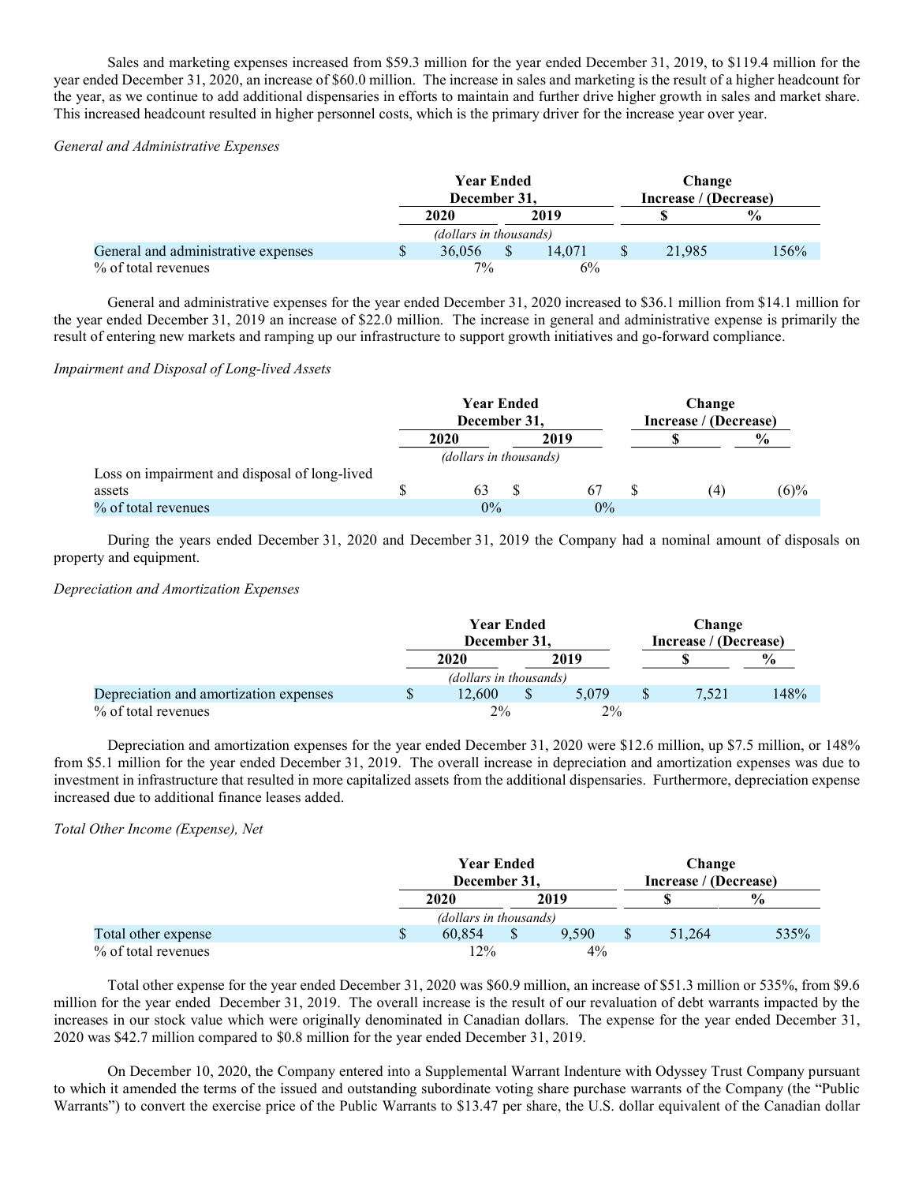Sales and marketing expenses increased from $59.3 million for the year ended December 31, 2019, to $119.4 million for the year ended December 31, 2020, an increase of $60.0 million. The increase in sales and marketing is the result of a higher headcount for the year, as we continue to add additional dispensaries in efforts to maintain and further drive higher growth in sales and market share. This increased headcount resulted in higher personnel costs, which is the primary driver for the increase year over year.

*General and Administrative Expenses*

| | Year Ended December 31, | | Change Increase / (Decrease) | |
|---|---|---|---|---|
| | 2020 | 2019 | $ | % |
| | *(dollars in thousands)* | | | |
| General and administrative expenses | $ 36,056 | $ 14,071 | $ 21,985 | 156% |
| % of total revenues | 7% | 6% | | |

General and administrative expenses for the year ended December 31, 2020 increased to $36.1 million from $14.1 million for the year ended December 31, 2019 an increase of $22.0 million. The increase in general and administrative expense is primarily the result of entering new markets and ramping up our infrastructure to support growth initiatives and go-forward compliance.

*Impairment and Disposal of Long-lived Assets*

| | Year Ended December 31, | | Change Increase / (Decrease) | |
|---|---|---|---|---|
| | 2020 | 2019 | $ | % |
| | *(dollars in thousands)* | | | |
| Loss on impairment and disposal of long-lived assets | $ 63 | $ 67 | $ (4) | (6)% |
| % of total revenues | 0% | 0% | | |

During the years ended December 31, 2020 and December 31, 2019 the Company had a nominal amount of disposals on property and equipment.

*Depreciation and Amortization Expenses*

| | Year Ended December 31, | | Change Increase / (Decrease) | |
|---|---|---|---|---|
| | 2020 | 2019 | $ | % |
| | *(dollars in thousands)* | | | |
| Depreciation and amortization expenses | $ 12,600 | $ 5,079 | $ 7,521 | 148% |
| % of total revenues | 2% | 2% | | |

Depreciation and amortization expenses for the year ended December 31, 2020 were $12.6 million, up $7.5 million, or 148% from $5.1 million for the year ended December 31, 2019. The overall increase in depreciation and amortization expenses was due to investment in infrastructure that resulted in more capitalized assets from the additional dispensaries. Furthermore, depreciation expense increased due to additional finance leases added.

*Total Other Income (Expense), Net*

| | Year Ended December 31, | | Change Increase / (Decrease) | |
|---|---|---|---|---|
| | 2020 | 2019 | $ | % |
| | *(dollars in thousands)* | | | |
| Total other expense | $ 60,854 | $ 9,590 | $ 51,264 | 535% |
| % of total revenues | 12% | 4% | | |

Total other expense for the year ended December 31, 2020 was $60.9 million, an increase of $51.3 million or 535%, from $9.6 million for the year ended December 31, 2019. The overall increase is the result of our revaluation of debt warrants impacted by the increases in our stock value which were originally denominated in Canadian dollars. The expense for the year ended December 31, 2020 was $42.7 million compared to $0.8 million for the year ended December 31, 2019.

On December 10, 2020, the Company entered into a Supplemental Warrant Indenture with Odyssey Trust Company pursuant to which it amended the terms of the issued and outstanding subordinate voting share purchase warrants of the Company (the "Public Warrants") to convert the exercise price of the Public Warrants to $13.47 per share, the U.S. dollar equivalent of the Canadian dollar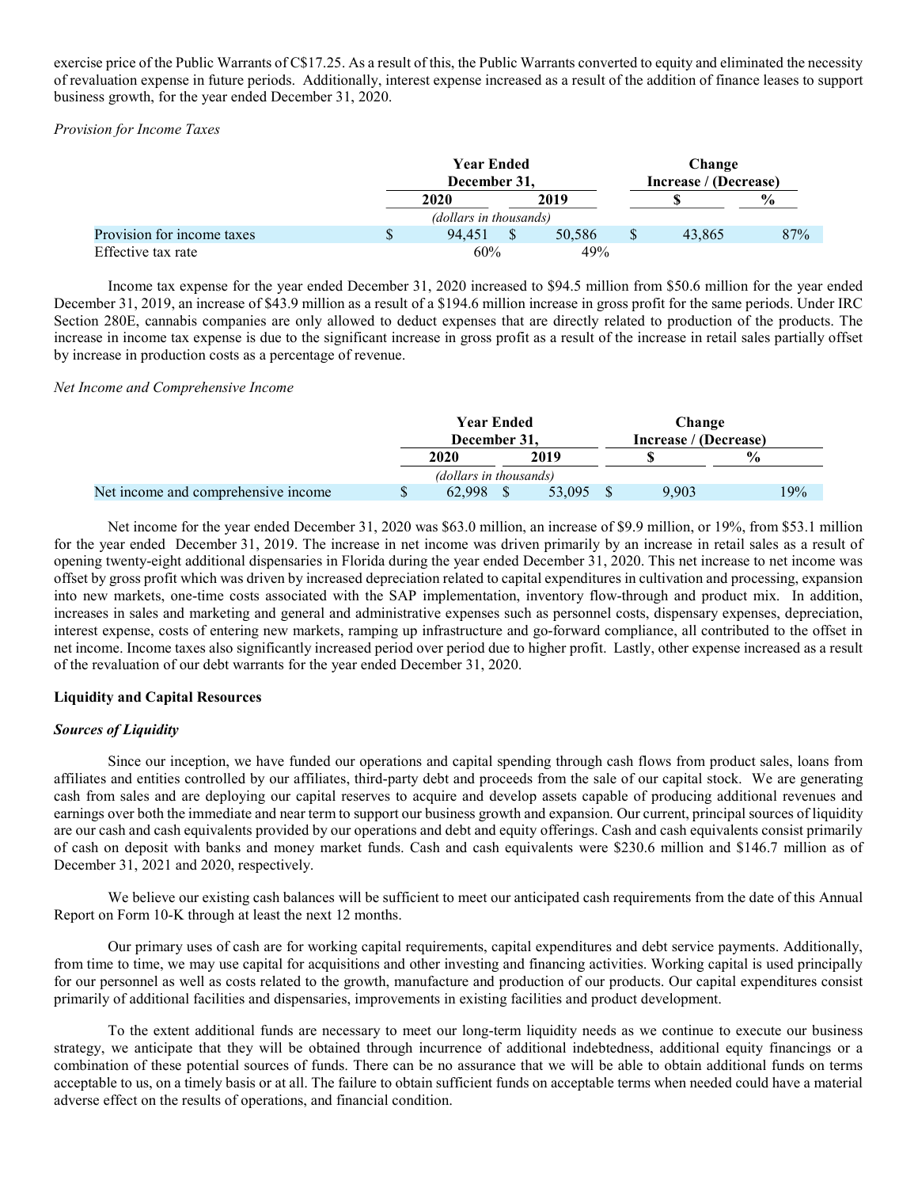exercise price of the Public Warrants of C$17.25. As a result of this, the Public Warrants converted to equity and eliminated the necessity of revaluation expense in future periods. Additionally, interest expense increased as a result of the addition of finance leases to support business growth, for the year ended December 31, 2020.

*Provision for Income Taxes*

| | Year Ended December 31, | | Change Increase / (Decrease) | |
|---|---|---|---|---|
| | 2020 | 2019 | $ | % |
| | *(dollars in thousands)* | | | |
| Provision for income taxes | $ 94,451 | $ 50,586 | $ 43,865 | 87% |
| Effective tax rate | 60% | 49% | | |

Income tax expense for the year ended December 31, 2020 increased to $94.5 million from $50.6 million for the year ended December 31, 2019, an increase of $43.9 million as a result of a $194.6 million increase in gross profit for the same periods. Under IRC Section 280E, cannabis companies are only allowed to deduct expenses that are directly related to production of the products. The increase in income tax expense is due to the significant increase in gross profit as a result of the increase in retail sales partially offset by increase in production costs as a percentage of revenue.

*Net Income and Comprehensive Income*

| | Year Ended December 31, | | Change Increase / (Decrease) | |
|---|---|---|---|---|
| | 2020 | 2019 | $ | % |
| | *(dollars in thousands)* | | | |
| Net income and comprehensive income | $ 62,998 | $ 53,095 | $ 9,903 | 19% |

Net income for the year ended December 31, 2020 was $63.0 million, an increase of $9.9 million, or 19%, from $53.1 million for the year ended December 31, 2019. The increase in net income was driven primarily by an increase in retail sales as a result of opening twenty-eight additional dispensaries in Florida during the year ended December 31, 2020. This net increase to net income was offset by gross profit which was driven by increased depreciation related to capital expenditures in cultivation and processing, expansion into new markets, one-time costs associated with the SAP implementation, inventory flow-through and product mix. In addition, increases in sales and marketing and general and administrative expenses such as personnel costs, dispensary expenses, depreciation, interest expense, costs of entering new markets, ramping up infrastructure and go-forward compliance, all contributed to the offset in net income. Income taxes also significantly increased period over period due to higher profit. Lastly, other expense increased as a result of the revaluation of our debt warrants for the year ended December 31, 2020.

**Liquidity and Capital Resources**

***Sources of Liquidity***

Since our inception, we have funded our operations and capital spending through cash flows from product sales, loans from affiliates and entities controlled by our affiliates, third-party debt and proceeds from the sale of our capital stock. We are generating cash from sales and are deploying our capital reserves to acquire and develop assets capable of producing additional revenues and earnings over both the immediate and near term to support our business growth and expansion. Our current, principal sources of liquidity are our cash and cash equivalents provided by our operations and debt and equity offerings. Cash and cash equivalents consist primarily of cash on deposit with banks and money market funds. Cash and cash equivalents were $230.6 million and $146.7 million as of December 31, 2021 and 2020, respectively.

We believe our existing cash balances will be sufficient to meet our anticipated cash requirements from the date of this Annual Report on Form 10-K through at least the next 12 months.

Our primary uses of cash are for working capital requirements, capital expenditures and debt service payments. Additionally, from time to time, we may use capital for acquisitions and other investing and financing activities. Working capital is used principally for our personnel as well as costs related to the growth, manufacture and production of our products. Our capital expenditures consist primarily of additional facilities and dispensaries, improvements in existing facilities and product development.

To the extent additional funds are necessary to meet our long-term liquidity needs as we continue to execute our business strategy, we anticipate that they will be obtained through incurrence of additional indebtedness, additional equity financings or a combination of these potential sources of funds. There can be no assurance that we will be able to obtain additional funds on terms acceptable to us, on a timely basis or at all. The failure to obtain sufficient funds on acceptable terms when needed could have a material adverse effect on the results of operations, and financial condition.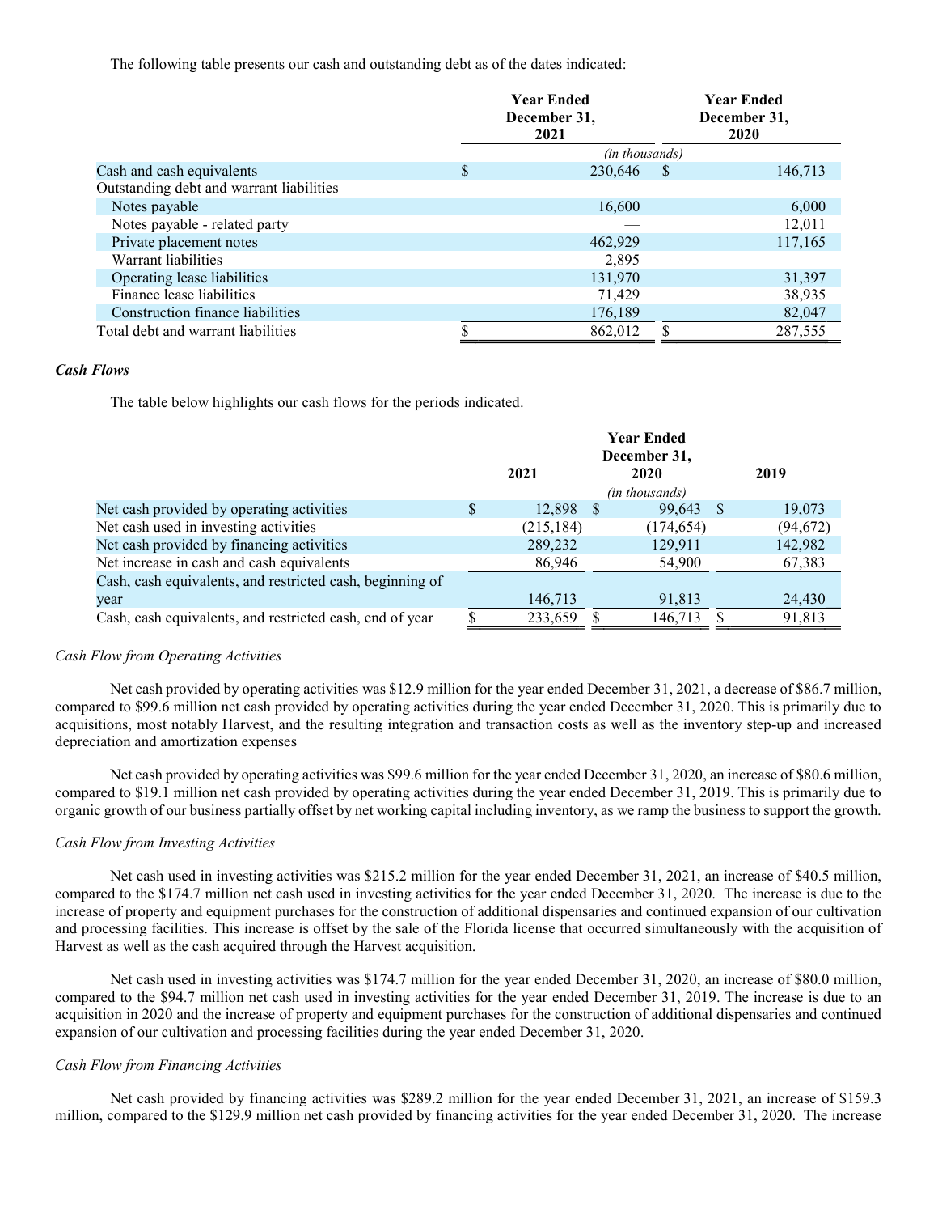The following table presents our cash and outstanding debt as of the dates indicated:

| | Year Ended December 31, 2021 | Year Ended December 31, 2020 |
|---|---|---|
| | *(in thousands)* | |
| Cash and cash equivalents | $ 230,646 | $ 146,713 |
| Outstanding debt and warrant liabilities | | |
| Notes payable | 16,600 | 6,000 |
| Notes payable - related party | — | 12,011 |
| Private placement notes | 462,929 | 117,165 |
| Warrant liabilities | 2,895 | — |
| Operating lease liabilities | 131,970 | 31,397 |
| Finance lease liabilities | 71,429 | 38,935 |
| Construction finance liabilities | 176,189 | 82,047 |
| Total debt and warrant liabilities | $ 862,012 | $ 287,555 |

### *Cash Flows*

The table below highlights our cash flows for the periods indicated.

| | Year Ended December 31, | | |
|---|---|---|---|
| | 2021 | 2020 | 2019 |
| | | *(in thousands)* | |
| Net cash provided by operating activities | $ 12,898 | $ 99,643 | $ 19,073 |
| Net cash used in investing activities | (215,184) | (174,654) | (94,672) |
| Net cash provided by financing activities | 289,232 | 129,911 | 142,982 |
| Net increase in cash and cash equivalents | 86,946 | 54,900 | 67,383 |
| Cash, cash equivalents, and restricted cash, beginning of year | 146,713 | 91,813 | 24,430 |
| Cash, cash equivalents, and restricted cash, end of year | $ 233,659 | $ 146,713 | $ 91,813 |

*Cash Flow from Operating Activities*

Net cash provided by operating activities was $12.9 million for the year ended December 31, 2021, a decrease of $86.7 million, compared to $99.6 million net cash provided by operating activities during the year ended December 31, 2020. This is primarily due to acquisitions, most notably Harvest, and the resulting integration and transaction costs as well as the inventory step-up and increased depreciation and amortization expenses

Net cash provided by operating activities was $99.6 million for the year ended December 31, 2020, an increase of $80.6 million, compared to $19.1 million net cash provided by operating activities during the year ended December 31, 2019. This is primarily due to organic growth of our business partially offset by net working capital including inventory, as we ramp the business to support the growth.

*Cash Flow from Investing Activities*

Net cash used in investing activities was $215.2 million for the year ended December 31, 2021, an increase of $40.5 million, compared to the $174.7 million net cash used in investing activities for the year ended December 31, 2020. The increase is due to the increase of property and equipment purchases for the construction of additional dispensaries and continued expansion of our cultivation and processing facilities. This increase is offset by the sale of the Florida license that occurred simultaneously with the acquisition of Harvest as well as the cash acquired through the Harvest acquisition.

Net cash used in investing activities was $174.7 million for the year ended December 31, 2020, an increase of $80.0 million, compared to the $94.7 million net cash used in investing activities for the year ended December 31, 2019. The increase is due to an acquisition in 2020 and the increase of property and equipment purchases for the construction of additional dispensaries and continued expansion of our cultivation and processing facilities during the year ended December 31, 2020.

*Cash Flow from Financing Activities*

Net cash provided by financing activities was $289.2 million for the year ended December 31, 2021, an increase of $159.3 million, compared to the $129.9 million net cash provided by financing activities for the year ended December 31, 2020. The increase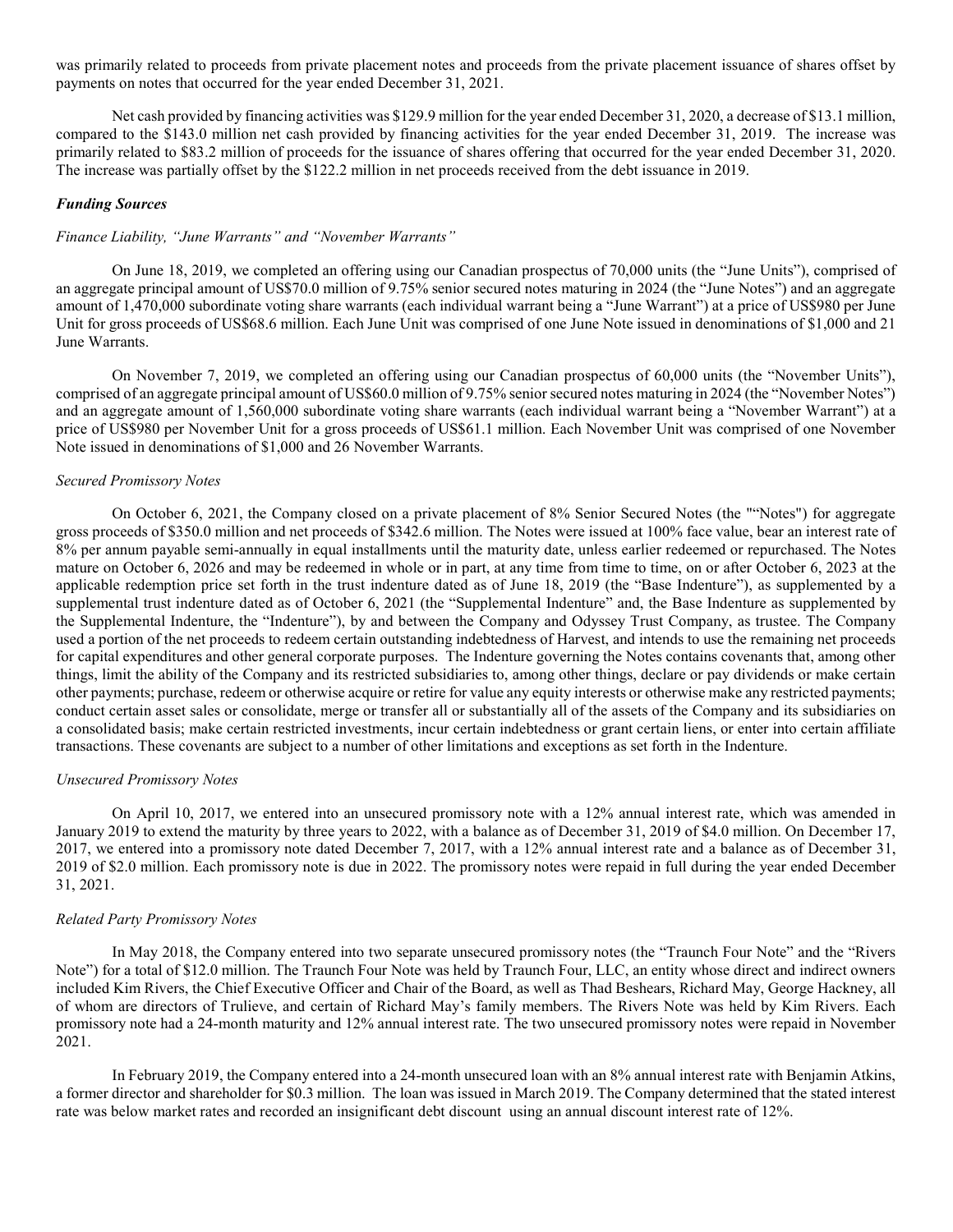was primarily related to proceeds from private placement notes and proceeds from the private placement issuance of shares offset by payments on notes that occurred for the year ended December 31, 2021.

Net cash provided by financing activities was $129.9 million for the year ended December 31, 2020, a decrease of $13.1 million, compared to the $143.0 million net cash provided by financing activities for the year ended December 31, 2019. The increase was primarily related to $83.2 million of proceeds for the issuance of shares offering that occurred for the year ended December 31, 2020. The increase was partially offset by the $122.2 million in net proceeds received from the debt issuance in 2019.

### *Funding Sources*

#### *Finance Liability, "June Warrants" and "November Warrants"*

On June 18, 2019, we completed an offering using our Canadian prospectus of 70,000 units (the "June Units"), comprised of an aggregate principal amount of US$70.0 million of 9.75% senior secured notes maturing in 2024 (the "June Notes") and an aggregate amount of 1,470,000 subordinate voting share warrants (each individual warrant being a "June Warrant") at a price of US$980 per June Unit for gross proceeds of US$68.6 million. Each June Unit was comprised of one June Note issued in denominations of $1,000 and 21 June Warrants.

On November 7, 2019, we completed an offering using our Canadian prospectus of 60,000 units (the "November Units"), comprised of an aggregate principal amount of US$60.0 million of 9.75% senior secured notes maturing in 2024 (the "November Notes") and an aggregate amount of 1,560,000 subordinate voting share warrants (each individual warrant being a "November Warrant") at a price of US$980 per November Unit for a gross proceeds of US$61.1 million. Each November Unit was comprised of one November Note issued in denominations of $1,000 and 26 November Warrants.

#### *Secured Promissory Notes*

On October 6, 2021, the Company closed on a private placement of 8% Senior Secured Notes (the ""Notes") for aggregate gross proceeds of $350.0 million and net proceeds of $342.6 million. The Notes were issued at 100% face value, bear an interest rate of 8% per annum payable semi-annually in equal installments until the maturity date, unless earlier redeemed or repurchased. The Notes mature on October 6, 2026 and may be redeemed in whole or in part, at any time from time to time, on or after October 6, 2023 at the applicable redemption price set forth in the trust indenture dated as of June 18, 2019 (the "Base Indenture"), as supplemented by a supplemental trust indenture dated as of October 6, 2021 (the "Supplemental Indenture" and, the Base Indenture as supplemented by the Supplemental Indenture, the "Indenture"), by and between the Company and Odyssey Trust Company, as trustee. The Company used a portion of the net proceeds to redeem certain outstanding indebtedness of Harvest, and intends to use the remaining net proceeds for capital expenditures and other general corporate purposes. The Indenture governing the Notes contains covenants that, among other things, limit the ability of the Company and its restricted subsidiaries to, among other things, declare or pay dividends or make certain other payments; purchase, redeem or otherwise acquire or retire for value any equity interests or otherwise make any restricted payments; conduct certain asset sales or consolidate, merge or transfer all or substantially all of the assets of the Company and its subsidiaries on a consolidated basis; make certain restricted investments, incur certain indebtedness or grant certain liens, or enter into certain affiliate transactions. These covenants are subject to a number of other limitations and exceptions as set forth in the Indenture.

#### *Unsecured Promissory Notes*

On April 10, 2017, we entered into an unsecured promissory note with a 12% annual interest rate, which was amended in January 2019 to extend the maturity by three years to 2022, with a balance as of December 31, 2019 of $4.0 million. On December 17, 2017, we entered into a promissory note dated December 7, 2017, with a 12% annual interest rate and a balance as of December 31, 2019 of $2.0 million. Each promissory note is due in 2022. The promissory notes were repaid in full during the year ended December 31, 2021.

#### *Related Party Promissory Notes*

In May 2018, the Company entered into two separate unsecured promissory notes (the "Traunch Four Note" and the "Rivers Note") for a total of $12.0 million. The Traunch Four Note was held by Traunch Four, LLC, an entity whose direct and indirect owners included Kim Rivers, the Chief Executive Officer and Chair of the Board, as well as Thad Beshears, Richard May, George Hackney, all of whom are directors of Trulieve, and certain of Richard May's family members. The Rivers Note was held by Kim Rivers. Each promissory note had a 24-month maturity and 12% annual interest rate. The two unsecured promissory notes were repaid in November 2021.

In February 2019, the Company entered into a 24-month unsecured loan with an 8% annual interest rate with Benjamin Atkins, a former director and shareholder for $0.3 million. The loan was issued in March 2019. The Company determined that the stated interest rate was below market rates and recorded an insignificant debt discount using an annual discount interest rate of 12%.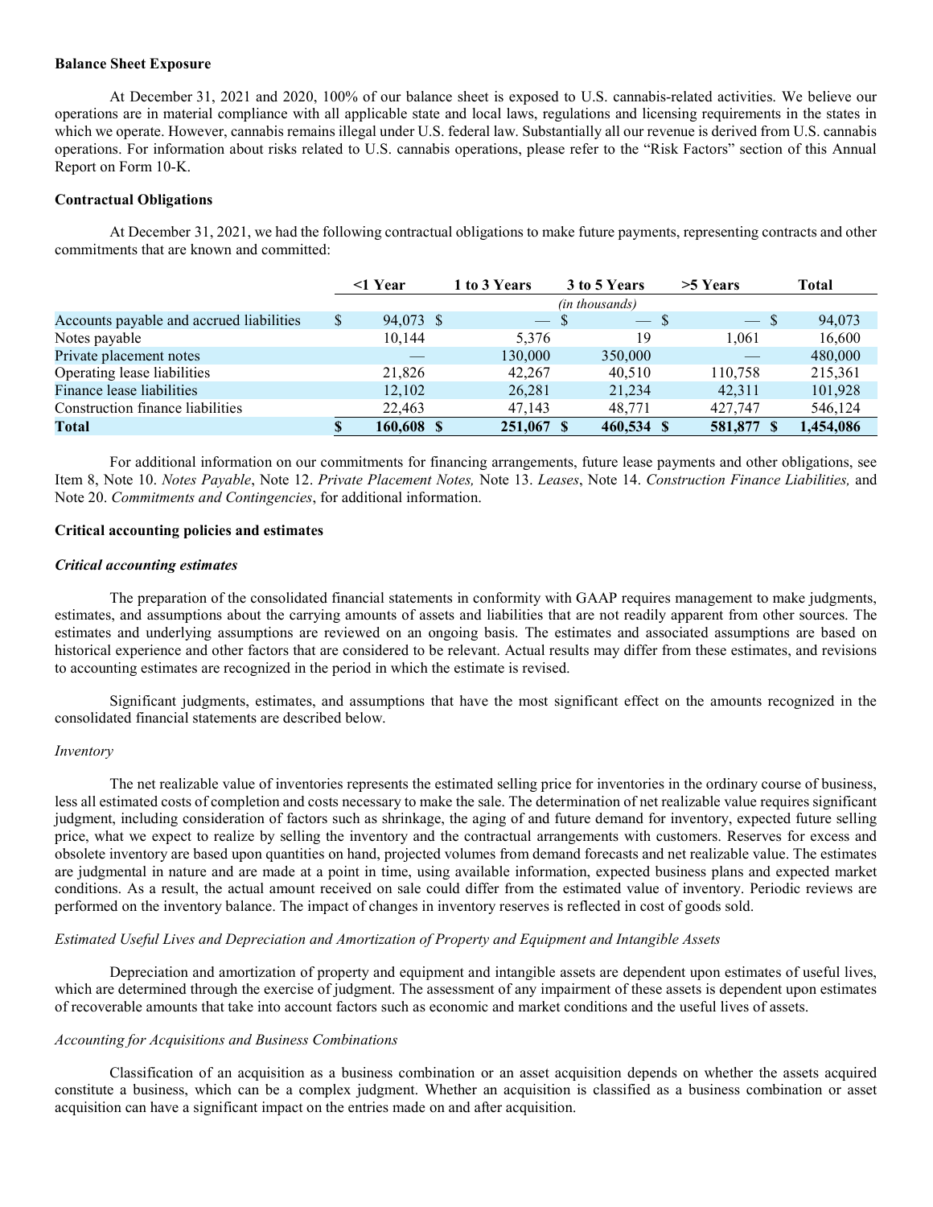**Balance Sheet Exposure**

At December 31, 2021 and 2020, 100% of our balance sheet is exposed to U.S. cannabis-related activities. We believe our operations are in material compliance with all applicable state and local laws, regulations and licensing requirements in the states in which we operate. However, cannabis remains illegal under U.S. federal law. Substantially all our revenue is derived from U.S. cannabis operations. For information about risks related to U.S. cannabis operations, please refer to the "Risk Factors" section of this Annual Report on Form 10-K.

**Contractual Obligations**

At December 31, 2021, we had the following contractual obligations to make future payments, representing contracts and other commitments that are known and committed:

| | <1 Year | 1 to 3 Years | 3 to 5 Years | >5 Years | Total |
|---|---|---|---|---|---|
| | | | *(in thousands)* | | |
| Accounts payable and accrued liabilities | $ 94,073 | $ — | $ — | $ — | $ 94,073 |
| Notes payable | 10,144 | 5,376 | 19 | 1,061 | 16,600 |
| Private placement notes | — | 130,000 | 350,000 | — | 480,000 |
| Operating lease liabilities | 21,826 | 42,267 | 40,510 | 110,758 | 215,361 |
| Finance lease liabilities | 12,102 | 26,281 | 21,234 | 42,311 | 101,928 |
| Construction finance liabilities | 22,463 | 47,143 | 48,771 | 427,747 | 546,124 |
| **Total** | **$ 160,608** | **$ 251,067** | **$ 460,534** | **$ 581,877** | **$ 1,454,086** |

For additional information on our commitments for financing arrangements, future lease payments and other obligations, see Item 8, Note 10. *Notes Payable*, Note 12. *Private Placement Notes,* Note 13. *Leases*, Note 14. *Construction Finance Liabilities,* and Note 20. *Commitments and Contingencies*, for additional information.

**Critical accounting policies and estimates**

***Critical accounting estimates***

The preparation of the consolidated financial statements in conformity with GAAP requires management to make judgments, estimates, and assumptions about the carrying amounts of assets and liabilities that are not readily apparent from other sources. The estimates and underlying assumptions are reviewed on an ongoing basis. The estimates and associated assumptions are based on historical experience and other factors that are considered to be relevant. Actual results may differ from these estimates, and revisions to accounting estimates are recognized in the period in which the estimate is revised.

Significant judgments, estimates, and assumptions that have the most significant effect on the amounts recognized in the consolidated financial statements are described below.

*Inventory*

The net realizable value of inventories represents the estimated selling price for inventories in the ordinary course of business, less all estimated costs of completion and costs necessary to make the sale. The determination of net realizable value requires significant judgment, including consideration of factors such as shrinkage, the aging of and future demand for inventory, expected future selling price, what we expect to realize by selling the inventory and the contractual arrangements with customers. Reserves for excess and obsolete inventory are based upon quantities on hand, projected volumes from demand forecasts and net realizable value. The estimates are judgmental in nature and are made at a point in time, using available information, expected business plans and expected market conditions. As a result, the actual amount received on sale could differ from the estimated value of inventory. Periodic reviews are performed on the inventory balance. The impact of changes in inventory reserves is reflected in cost of goods sold.

*Estimated Useful Lives and Depreciation and Amortization of Property and Equipment and Intangible Assets*

Depreciation and amortization of property and equipment and intangible assets are dependent upon estimates of useful lives, which are determined through the exercise of judgment. The assessment of any impairment of these assets is dependent upon estimates of recoverable amounts that take into account factors such as economic and market conditions and the useful lives of assets.

*Accounting for Acquisitions and Business Combinations*

Classification of an acquisition as a business combination or an asset acquisition depends on whether the assets acquired constitute a business, which can be a complex judgment. Whether an acquisition is classified as a business combination or asset acquisition can have a significant impact on the entries made on and after acquisition.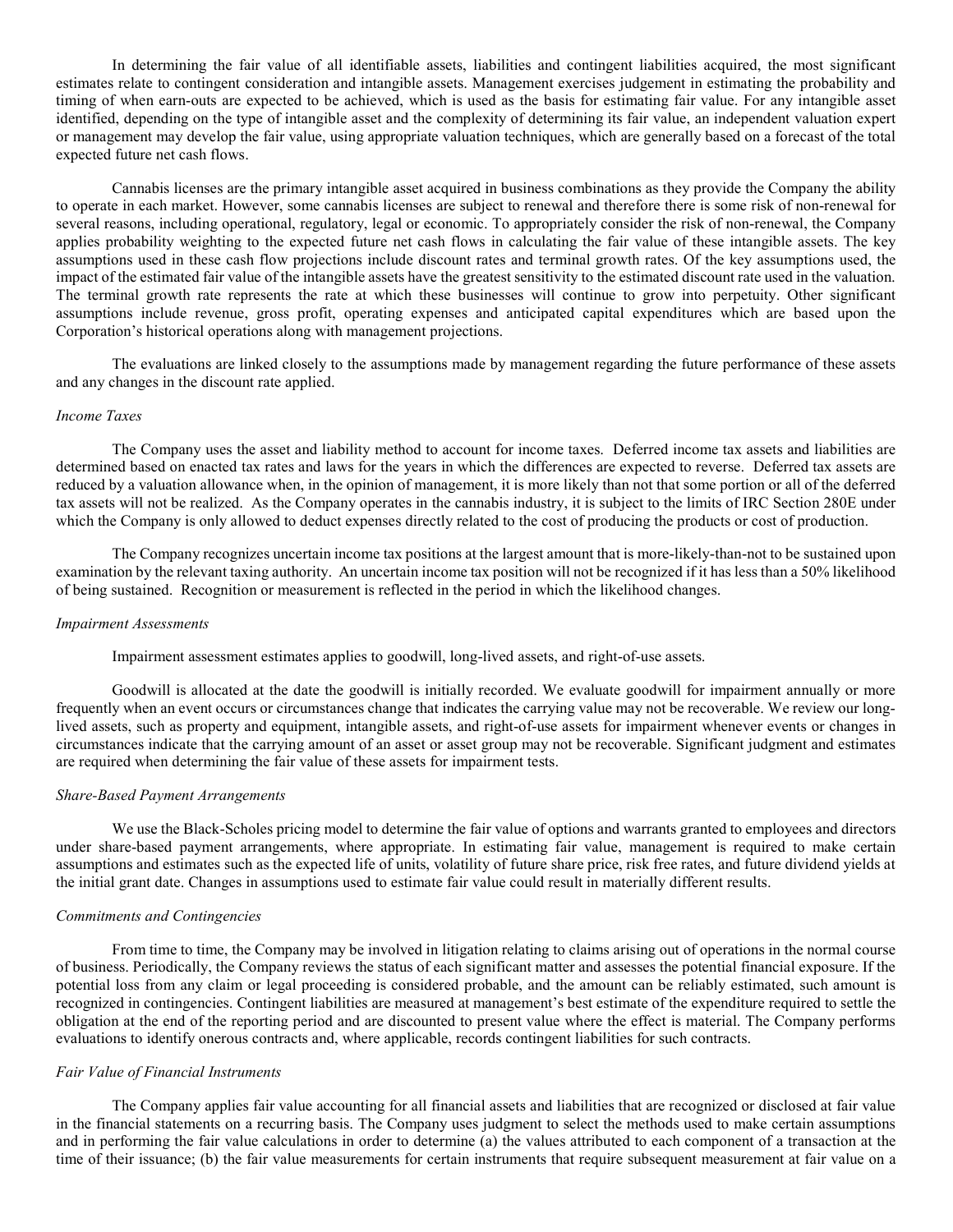In determining the fair value of all identifiable assets, liabilities and contingent liabilities acquired, the most significant estimates relate to contingent consideration and intangible assets. Management exercises judgement in estimating the probability and timing of when earn-outs are expected to be achieved, which is used as the basis for estimating fair value. For any intangible asset identified, depending on the type of intangible asset and the complexity of determining its fair value, an independent valuation expert or management may develop the fair value, using appropriate valuation techniques, which are generally based on a forecast of the total expected future net cash flows.

Cannabis licenses are the primary intangible asset acquired in business combinations as they provide the Company the ability to operate in each market. However, some cannabis licenses are subject to renewal and therefore there is some risk of non-renewal for several reasons, including operational, regulatory, legal or economic. To appropriately consider the risk of non-renewal, the Company applies probability weighting to the expected future net cash flows in calculating the fair value of these intangible assets. The key assumptions used in these cash flow projections include discount rates and terminal growth rates. Of the key assumptions used, the impact of the estimated fair value of the intangible assets have the greatest sensitivity to the estimated discount rate used in the valuation. The terminal growth rate represents the rate at which these businesses will continue to grow into perpetuity. Other significant assumptions include revenue, gross profit, operating expenses and anticipated capital expenditures which are based upon the Corporation's historical operations along with management projections.

The evaluations are linked closely to the assumptions made by management regarding the future performance of these assets and any changes in the discount rate applied.

*Income Taxes*

The Company uses the asset and liability method to account for income taxes. Deferred income tax assets and liabilities are determined based on enacted tax rates and laws for the years in which the differences are expected to reverse. Deferred tax assets are reduced by a valuation allowance when, in the opinion of management, it is more likely than not that some portion or all of the deferred tax assets will not be realized. As the Company operates in the cannabis industry, it is subject to the limits of IRC Section 280E under which the Company is only allowed to deduct expenses directly related to the cost of producing the products or cost of production.

The Company recognizes uncertain income tax positions at the largest amount that is more-likely-than-not to be sustained upon examination by the relevant taxing authority. An uncertain income tax position will not be recognized if it has less than a 50% likelihood of being sustained. Recognition or measurement is reflected in the period in which the likelihood changes.

*Impairment Assessments*

Impairment assessment estimates applies to goodwill, long-lived assets, and right-of-use assets.

Goodwill is allocated at the date the goodwill is initially recorded. We evaluate goodwill for impairment annually or more frequently when an event occurs or circumstances change that indicates the carrying value may not be recoverable. We review our long-lived assets, such as property and equipment, intangible assets, and right-of-use assets for impairment whenever events or changes in circumstances indicate that the carrying amount of an asset or asset group may not be recoverable. Significant judgment and estimates are required when determining the fair value of these assets for impairment tests.

*Share-Based Payment Arrangements*

We use the Black-Scholes pricing model to determine the fair value of options and warrants granted to employees and directors under share-based payment arrangements, where appropriate. In estimating fair value, management is required to make certain assumptions and estimates such as the expected life of units, volatility of future share price, risk free rates, and future dividend yields at the initial grant date. Changes in assumptions used to estimate fair value could result in materially different results.

*Commitments and Contingencies*

From time to time, the Company may be involved in litigation relating to claims arising out of operations in the normal course of business. Periodically, the Company reviews the status of each significant matter and assesses the potential financial exposure. If the potential loss from any claim or legal proceeding is considered probable, and the amount can be reliably estimated, such amount is recognized in contingencies. Contingent liabilities are measured at management's best estimate of the expenditure required to settle the obligation at the end of the reporting period and are discounted to present value where the effect is material. The Company performs evaluations to identify onerous contracts and, where applicable, records contingent liabilities for such contracts.

*Fair Value of Financial Instruments*

The Company applies fair value accounting for all financial assets and liabilities that are recognized or disclosed at fair value in the financial statements on a recurring basis. The Company uses judgment to select the methods used to make certain assumptions and in performing the fair value calculations in order to determine (a) the values attributed to each component of a transaction at the time of their issuance; (b) the fair value measurements for certain instruments that require subsequent measurement at fair value on a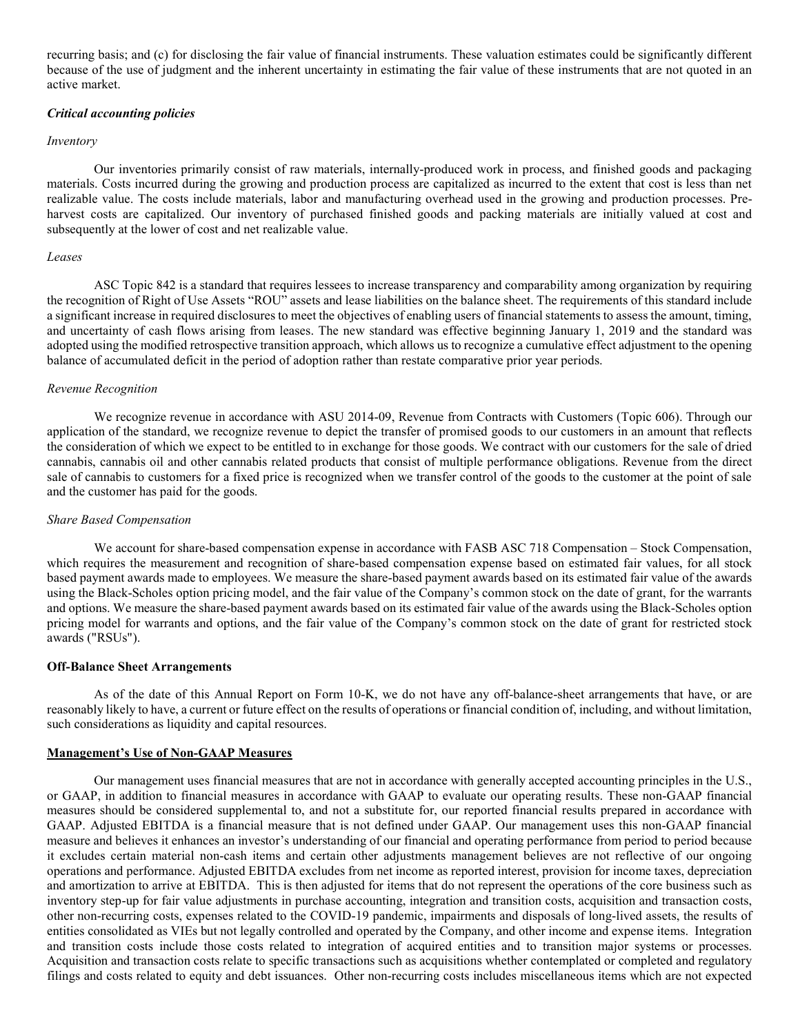recurring basis; and (c) for disclosing the fair value of financial instruments. These valuation estimates could be significantly different because of the use of judgment and the inherent uncertainty in estimating the fair value of these instruments that are not quoted in an active market.

### *Critical accounting policies*

*Inventory*

Our inventories primarily consist of raw materials, internally-produced work in process, and finished goods and packaging materials. Costs incurred during the growing and production process are capitalized as incurred to the extent that cost is less than net realizable value. The costs include materials, labor and manufacturing overhead used in the growing and production processes. Pre-harvest costs are capitalized. Our inventory of purchased finished goods and packing materials are initially valued at cost and subsequently at the lower of cost and net realizable value.

*Leases*

ASC Topic 842 is a standard that requires lessees to increase transparency and comparability among organization by requiring the recognition of Right of Use Assets "ROU" assets and lease liabilities on the balance sheet. The requirements of this standard include a significant increase in required disclosures to meet the objectives of enabling users of financial statements to assess the amount, timing, and uncertainty of cash flows arising from leases. The new standard was effective beginning January 1, 2019 and the standard was adopted using the modified retrospective transition approach, which allows us to recognize a cumulative effect adjustment to the opening balance of accumulated deficit in the period of adoption rather than restate comparative prior year periods.

*Revenue Recognition*

We recognize revenue in accordance with ASU 2014-09, Revenue from Contracts with Customers (Topic 606). Through our application of the standard, we recognize revenue to depict the transfer of promised goods to our customers in an amount that reflects the consideration of which we expect to be entitled to in exchange for those goods. We contract with our customers for the sale of dried cannabis, cannabis oil and other cannabis related products that consist of multiple performance obligations. Revenue from the direct sale of cannabis to customers for a fixed price is recognized when we transfer control of the goods to the customer at the point of sale and the customer has paid for the goods.

*Share Based Compensation*

We account for share-based compensation expense in accordance with FASB ASC 718 Compensation – Stock Compensation, which requires the measurement and recognition of share-based compensation expense based on estimated fair values, for all stock based payment awards made to employees. We measure the share-based payment awards based on its estimated fair value of the awards using the Black-Scholes option pricing model, and the fair value of the Company's common stock on the date of grant, for the warrants and options. We measure the share-based payment awards based on its estimated fair value of the awards using the Black-Scholes option pricing model for warrants and options, and the fair value of the Company's common stock on the date of grant for restricted stock awards ("RSUs").

### **Off-Balance Sheet Arrangements**

As of the date of this Annual Report on Form 10-K, we do not have any off-balance-sheet arrangements that have, or are reasonably likely to have, a current or future effect on the results of operations or financial condition of, including, and without limitation, such considerations as liquidity and capital resources.

### **Management's Use of Non-GAAP Measures**

Our management uses financial measures that are not in accordance with generally accepted accounting principles in the U.S., or GAAP, in addition to financial measures in accordance with GAAP to evaluate our operating results. These non-GAAP financial measures should be considered supplemental to, and not a substitute for, our reported financial results prepared in accordance with GAAP. Adjusted EBITDA is a financial measure that is not defined under GAAP. Our management uses this non-GAAP financial measure and believes it enhances an investor's understanding of our financial and operating performance from period to period because it excludes certain material non-cash items and certain other adjustments management believes are not reflective of our ongoing operations and performance. Adjusted EBITDA excludes from net income as reported interest, provision for income taxes, depreciation and amortization to arrive at EBITDA. This is then adjusted for items that do not represent the operations of the core business such as inventory step-up for fair value adjustments in purchase accounting, integration and transition costs, acquisition and transaction costs, other non-recurring costs, expenses related to the COVID-19 pandemic, impairments and disposals of long-lived assets, the results of entities consolidated as VIEs but not legally controlled and operated by the Company, and other income and expense items. Integration and transition costs include those costs related to integration of acquired entities and to transition major systems or processes. Acquisition and transaction costs relate to specific transactions such as acquisitions whether contemplated or completed and regulatory filings and costs related to equity and debt issuances. Other non-recurring costs includes miscellaneous items which are not expected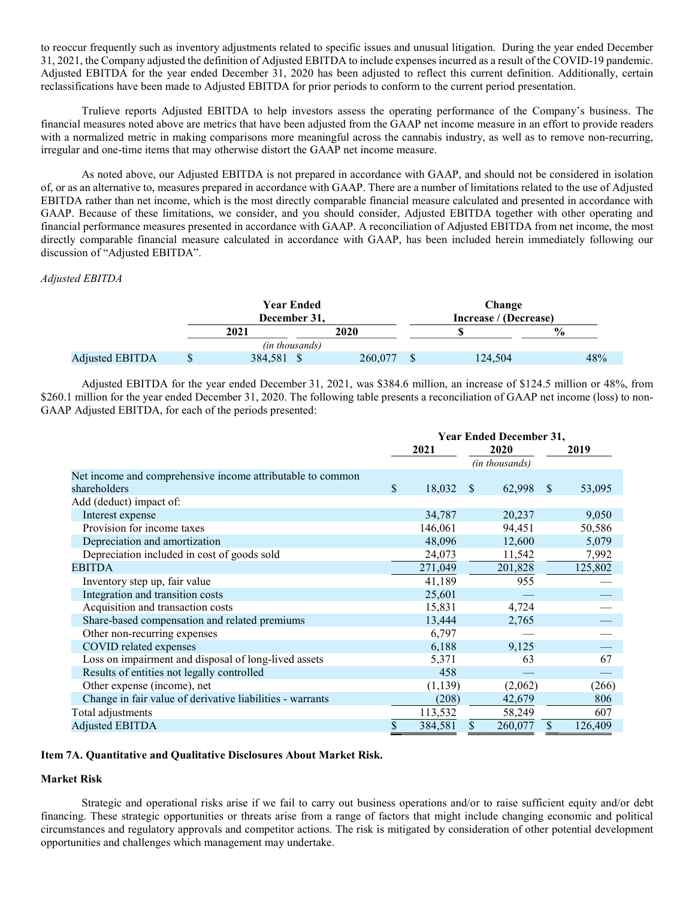to reoccur frequently such as inventory adjustments related to specific issues and unusual litigation. During the year ended December 31, 2021, the Company adjusted the definition of Adjusted EBITDA to include expenses incurred as a result of the COVID-19 pandemic. Adjusted EBITDA for the year ended December 31, 2020 has been adjusted to reflect this current definition. Additionally, certain reclassifications have been made to Adjusted EBITDA for prior periods to conform to the current period presentation.

Trulieve reports Adjusted EBITDA to help investors assess the operating performance of the Company's business. The financial measures noted above are metrics that have been adjusted from the GAAP net income measure in an effort to provide readers with a normalized metric in making comparisons more meaningful across the cannabis industry, as well as to remove non-recurring, irregular and one-time items that may otherwise distort the GAAP net income measure.

As noted above, our Adjusted EBITDA is not prepared in accordance with GAAP, and should not be considered in isolation of, or as an alternative to, measures prepared in accordance with GAAP. There are a number of limitations related to the use of Adjusted EBITDA rather than net income, which is the most directly comparable financial measure calculated and presented in accordance with GAAP. Because of these limitations, we consider, and you should consider, Adjusted EBITDA together with other operating and financial performance measures presented in accordance with GAAP. A reconciliation of Adjusted EBITDA from net income, the most directly comparable financial measure calculated in accordance with GAAP, has been included herein immediately following our discussion of "Adjusted EBITDA".

*Adjusted EBITDA*

| | Year Ended December 31, | | Change Increase / (Decrease) | |
|---|---|---|---|---|
| | 2021 | 2020 | $ | % |
| | *(in thousands)* | | | |
| Adjusted EBITDA | $ 384,581 | $ 260,077 | $ 124,504 | 48% |

Adjusted EBITDA for the year ended December 31, 2021, was $384.6 million, an increase of $124.5 million or 48%, from $260.1 million for the year ended December 31, 2020. The following table presents a reconciliation of GAAP net income (loss) to non-GAAP Adjusted EBITDA, for each of the periods presented:

| | Year Ended December 31, | | |
|---|---|---|---|
| | 2021 | 2020 | 2019 |
| | | *(in thousands)* | |
| Net income and comprehensive income attributable to common shareholders | $ 18,032 | $ 62,998 | $ 53,095 |
| Add (deduct) impact of: | | | |
| Interest expense | 34,787 | 20,237 | 9,050 |
| Provision for income taxes | 146,061 | 94,451 | 50,586 |
| Depreciation and amortization | 48,096 | 12,600 | 5,079 |
| Depreciation included in cost of goods sold | 24,073 | 11,542 | 7,992 |
| EBITDA | 271,049 | 201,828 | 125,802 |
| Inventory step up, fair value | 41,189 | 955 | — |
| Integration and transition costs | 25,601 | — | — |
| Acquisition and transaction costs | 15,831 | 4,724 | — |
| Share-based compensation and related premiums | 13,444 | 2,765 | — |
| Other non-recurring expenses | 6,797 | — | — |
| COVID related expenses | 6,188 | 9,125 | — |
| Loss on impairment and disposal of long-lived assets | 5,371 | 63 | 67 |
| Results of entities not legally controlled | 458 | — | — |
| Other expense (income), net | (1,139) | (2,062) | (266) |
| Change in fair value of derivative liabilities - warrants | (208) | 42,679 | 806 |
| Total adjustments | 113,532 | 58,249 | 607 |
| Adjusted EBITDA | $ 384,581 | $ 260,077 | $ 126,409 |

### Item 7A. Quantitative and Qualitative Disclosures About Market Risk.

### Market Risk

Strategic and operational risks arise if we fail to carry out business operations and/or to raise sufficient equity and/or debt financing. These strategic opportunities or threats arise from a range of factors that might include changing economic and political circumstances and regulatory approvals and competitor actions. The risk is mitigated by consideration of other potential development opportunities and challenges which management may undertake.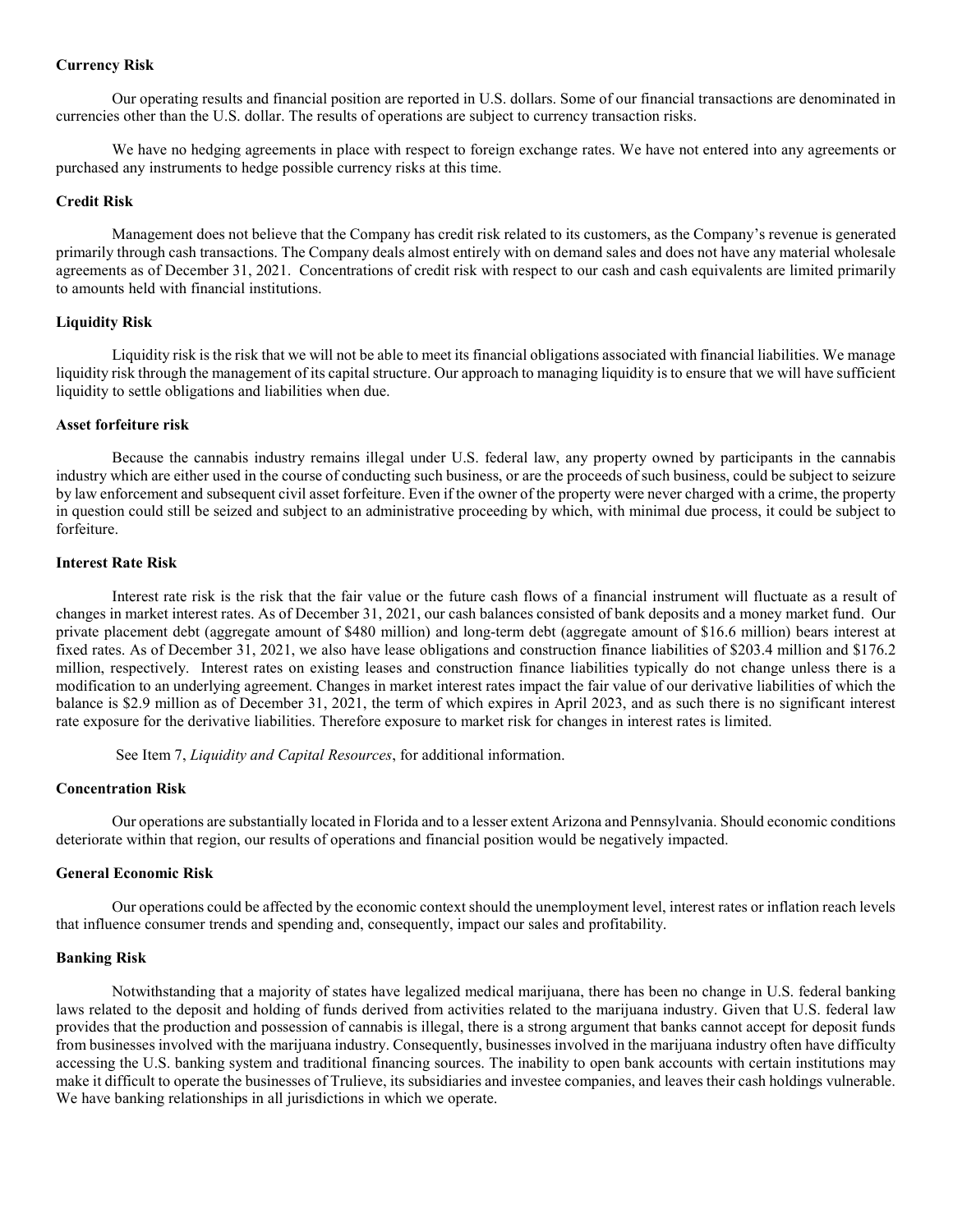### Currency Risk

Our operating results and financial position are reported in U.S. dollars. Some of our financial transactions are denominated in currencies other than the U.S. dollar. The results of operations are subject to currency transaction risks.

We have no hedging agreements in place with respect to foreign exchange rates. We have not entered into any agreements or purchased any instruments to hedge possible currency risks at this time.

### Credit Risk

Management does not believe that the Company has credit risk related to its customers, as the Company's revenue is generated primarily through cash transactions. The Company deals almost entirely with on demand sales and does not have any material wholesale agreements as of December 31, 2021. Concentrations of credit risk with respect to our cash and cash equivalents are limited primarily to amounts held with financial institutions.

### Liquidity Risk

Liquidity risk is the risk that we will not be able to meet its financial obligations associated with financial liabilities. We manage liquidity risk through the management of its capital structure. Our approach to managing liquidity is to ensure that we will have sufficient liquidity to settle obligations and liabilities when due.

### Asset forfeiture risk

Because the cannabis industry remains illegal under U.S. federal law, any property owned by participants in the cannabis industry which are either used in the course of conducting such business, or are the proceeds of such business, could be subject to seizure by law enforcement and subsequent civil asset forfeiture. Even if the owner of the property were never charged with a crime, the property in question could still be seized and subject to an administrative proceeding by which, with minimal due process, it could be subject to forfeiture.

### Interest Rate Risk

Interest rate risk is the risk that the fair value or the future cash flows of a financial instrument will fluctuate as a result of changes in market interest rates. As of December 31, 2021, our cash balances consisted of bank deposits and a money market fund. Our private placement debt (aggregate amount of $480 million) and long-term debt (aggregate amount of $16.6 million) bears interest at fixed rates. As of December 31, 2021, we also have lease obligations and construction finance liabilities of $203.4 million and $176.2 million, respectively. Interest rates on existing leases and construction finance liabilities typically do not change unless there is a modification to an underlying agreement. Changes in market interest rates impact the fair value of our derivative liabilities of which the balance is $2.9 million as of December 31, 2021, the term of which expires in April 2023, and as such there is no significant interest rate exposure for the derivative liabilities. Therefore exposure to market risk for changes in interest rates is limited.

See Item 7, *Liquidity and Capital Resources*, for additional information.

### Concentration Risk

Our operations are substantially located in Florida and to a lesser extent Arizona and Pennsylvania. Should economic conditions deteriorate within that region, our results of operations and financial position would be negatively impacted.

### General Economic Risk

Our operations could be affected by the economic context should the unemployment level, interest rates or inflation reach levels that influence consumer trends and spending and, consequently, impact our sales and profitability.

### Banking Risk

Notwithstanding that a majority of states have legalized medical marijuana, there has been no change in U.S. federal banking laws related to the deposit and holding of funds derived from activities related to the marijuana industry. Given that U.S. federal law provides that the production and possession of cannabis is illegal, there is a strong argument that banks cannot accept for deposit funds from businesses involved with the marijuana industry. Consequently, businesses involved in the marijuana industry often have difficulty accessing the U.S. banking system and traditional financing sources. The inability to open bank accounts with certain institutions may make it difficult to operate the businesses of Trulieve, its subsidiaries and investee companies, and leaves their cash holdings vulnerable. We have banking relationships in all jurisdictions in which we operate.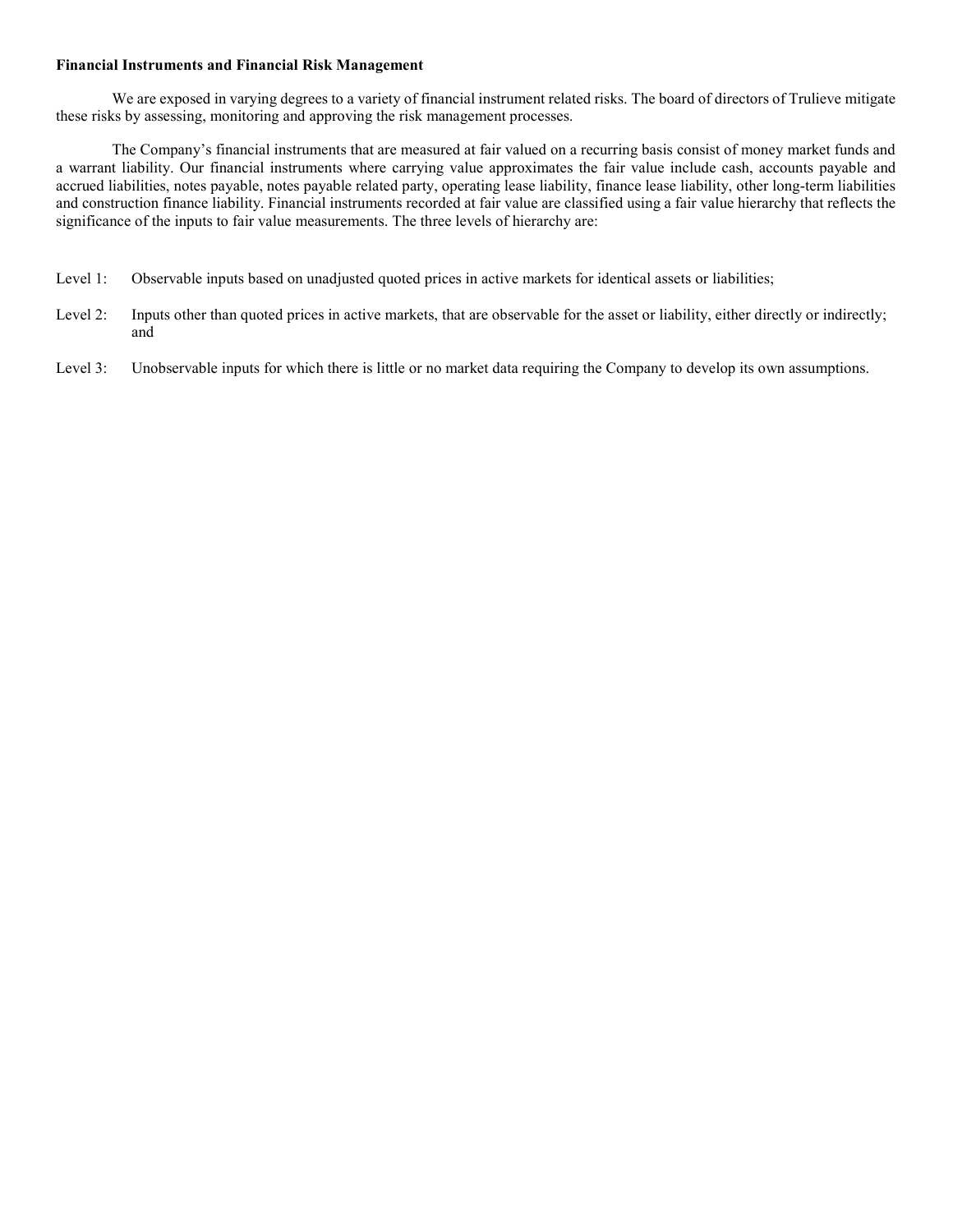**Financial Instruments and Financial Risk Management**

We are exposed in varying degrees to a variety of financial instrument related risks. The board of directors of Trulieve mitigate these risks by assessing, monitoring and approving the risk management processes.

The Company's financial instruments that are measured at fair valued on a recurring basis consist of money market funds and a warrant liability. Our financial instruments where carrying value approximates the fair value include cash, accounts payable and accrued liabilities, notes payable, notes payable related party, operating lease liability, finance lease liability, other long-term liabilities and construction finance liability. Financial instruments recorded at fair value are classified using a fair value hierarchy that reflects the significance of the inputs to fair value measurements. The three levels of hierarchy are:

Level 1: Observable inputs based on unadjusted quoted prices in active markets for identical assets or liabilities;

Level 2: Inputs other than quoted prices in active markets, that are observable for the asset or liability, either directly or indirectly; and

Level 3: Unobservable inputs for which there is little or no market data requiring the Company to develop its own assumptions.